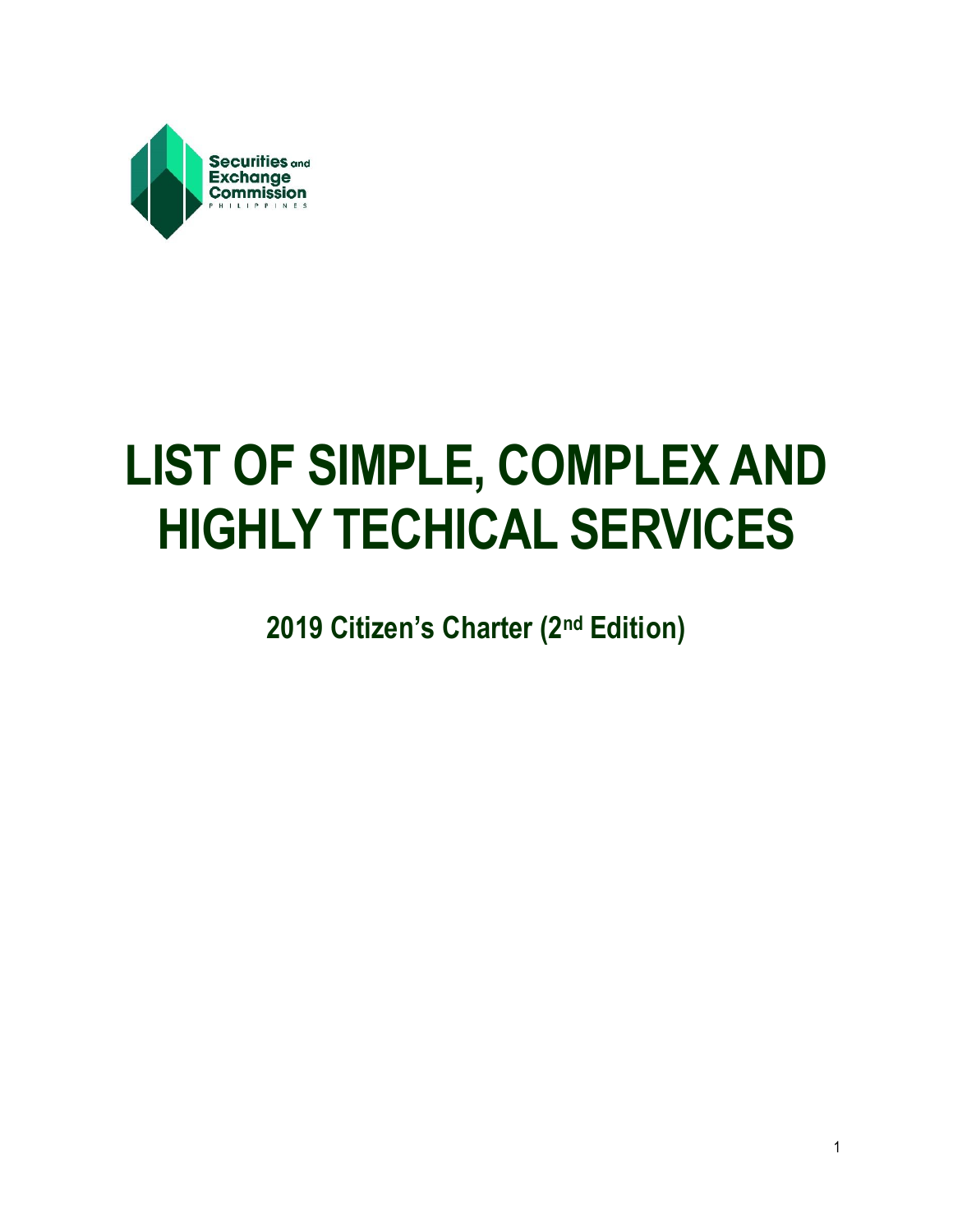Securities and Exchange Commission
PHILIPPINES

# LIST OF SIMPLE, COMPLEX AND HIGHLY TECHICAL SERVICES

## 2019 Citizen's Charter (2nd Edition)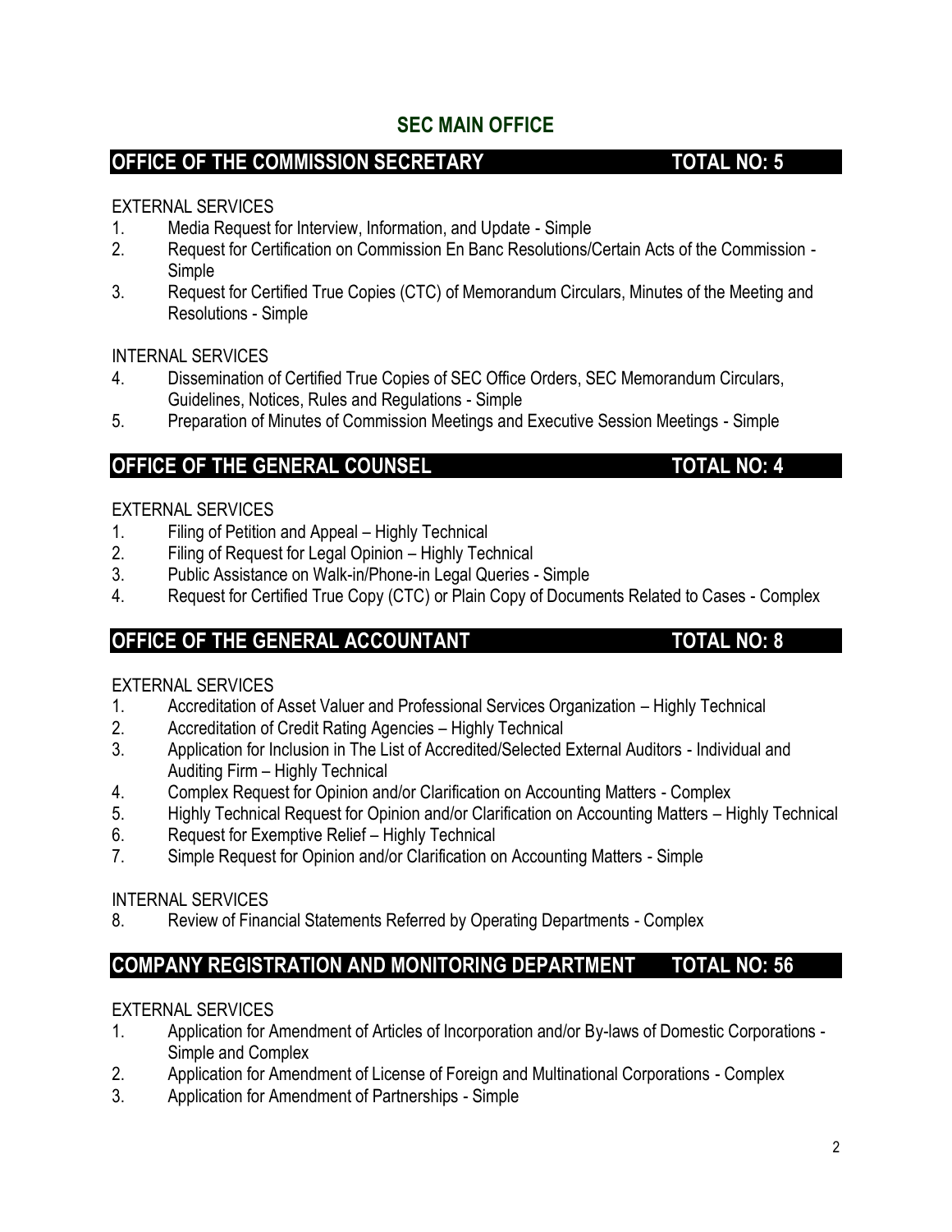# SEC MAIN OFFICE

## OFFICE OF THE COMMISSION SECRETARY — TOTAL NO: 5

EXTERNAL SERVICES

1. Media Request for Interview, Information, and Update - Simple
2. Request for Certification on Commission En Banc Resolutions/Certain Acts of the Commission - Simple
3. Request for Certified True Copies (CTC) of Memorandum Circulars, Minutes of the Meeting and Resolutions - Simple

INTERNAL SERVICES

4. Dissemination of Certified True Copies of SEC Office Orders, SEC Memorandum Circulars, Guidelines, Notices, Rules and Regulations - Simple
5. Preparation of Minutes of Commission Meetings and Executive Session Meetings - Simple

## OFFICE OF THE GENERAL COUNSEL — TOTAL NO: 4

EXTERNAL SERVICES

1. Filing of Petition and Appeal – Highly Technical
2. Filing of Request for Legal Opinion – Highly Technical
3. Public Assistance on Walk-in/Phone-in Legal Queries - Simple
4. Request for Certified True Copy (CTC) or Plain Copy of Documents Related to Cases - Complex

## OFFICE OF THE GENERAL ACCOUNTANT — TOTAL NO: 8

EXTERNAL SERVICES

1. Accreditation of Asset Valuer and Professional Services Organization – Highly Technical
2. Accreditation of Credit Rating Agencies – Highly Technical
3. Application for Inclusion in The List of Accredited/Selected External Auditors - Individual and Auditing Firm – Highly Technical
4. Complex Request for Opinion and/or Clarification on Accounting Matters - Complex
5. Highly Technical Request for Opinion and/or Clarification on Accounting Matters – Highly Technical
6. Request for Exemptive Relief – Highly Technical
7. Simple Request for Opinion and/or Clarification on Accounting Matters - Simple

INTERNAL SERVICES

8. Review of Financial Statements Referred by Operating Departments - Complex

## COMPANY REGISTRATION AND MONITORING DEPARTMENT — TOTAL NO: 56

EXTERNAL SERVICES

1. Application for Amendment of Articles of Incorporation and/or By-laws of Domestic Corporations - Simple and Complex
2. Application for Amendment of License of Foreign and Multinational Corporations - Complex
3. Application for Amendment of Partnerships - Simple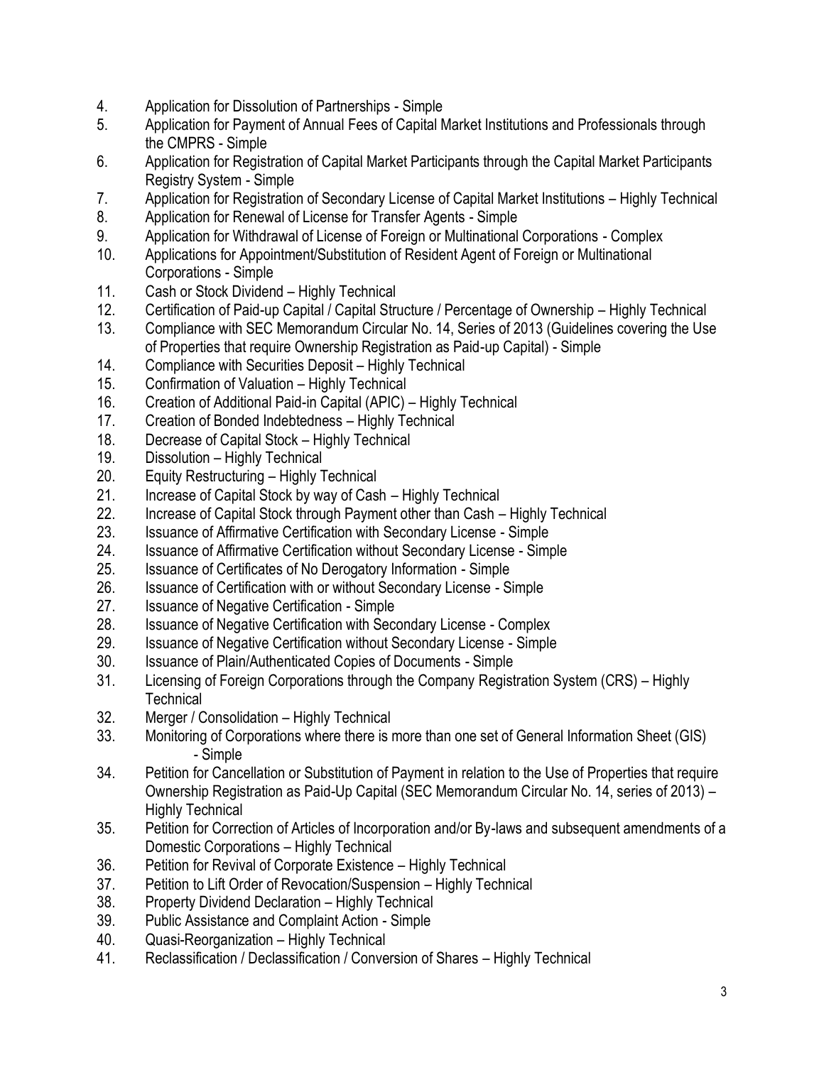4. Application for Dissolution of Partnerships - Simple
5. Application for Payment of Annual Fees of Capital Market Institutions and Professionals through the CMPRS - Simple
6. Application for Registration of Capital Market Participants through the Capital Market Participants Registry System - Simple
7. Application for Registration of Secondary License of Capital Market Institutions – Highly Technical
8. Application for Renewal of License for Transfer Agents - Simple
9. Application for Withdrawal of License of Foreign or Multinational Corporations - Complex
10. Applications for Appointment/Substitution of Resident Agent of Foreign or Multinational Corporations - Simple
11. Cash or Stock Dividend – Highly Technical
12. Certification of Paid-up Capital / Capital Structure / Percentage of Ownership – Highly Technical
13. Compliance with SEC Memorandum Circular No. 14, Series of 2013 (Guidelines covering the Use of Properties that require Ownership Registration as Paid-up Capital) - Simple
14. Compliance with Securities Deposit – Highly Technical
15. Confirmation of Valuation – Highly Technical
16. Creation of Additional Paid-in Capital (APIC) – Highly Technical
17. Creation of Bonded Indebtedness – Highly Technical
18. Decrease of Capital Stock – Highly Technical
19. Dissolution – Highly Technical
20. Equity Restructuring – Highly Technical
21. Increase of Capital Stock by way of Cash – Highly Technical
22. Increase of Capital Stock through Payment other than Cash – Highly Technical
23. Issuance of Affirmative Certification with Secondary License - Simple
24. Issuance of Affirmative Certification without Secondary License - Simple
25. Issuance of Certificates of No Derogatory Information - Simple
26. Issuance of Certification with or without Secondary License - Simple
27. Issuance of Negative Certification - Simple
28. Issuance of Negative Certification with Secondary License - Complex
29. Issuance of Negative Certification without Secondary License - Simple
30. Issuance of Plain/Authenticated Copies of Documents - Simple
31. Licensing of Foreign Corporations through the Company Registration System (CRS) – Highly Technical
32. Merger / Consolidation – Highly Technical
33. Monitoring of Corporations where there is more than one set of General Information Sheet (GIS) - Simple
34. Petition for Cancellation or Substitution of Payment in relation to the Use of Properties that require Ownership Registration as Paid-Up Capital (SEC Memorandum Circular No. 14, series of 2013) – Highly Technical
35. Petition for Correction of Articles of Incorporation and/or By-laws and subsequent amendments of a Domestic Corporations – Highly Technical
36. Petition for Revival of Corporate Existence – Highly Technical
37. Petition to Lift Order of Revocation/Suspension – Highly Technical
38. Property Dividend Declaration – Highly Technical
39. Public Assistance and Complaint Action - Simple
40. Quasi-Reorganization – Highly Technical
41. Reclassification / Declassification / Conversion of Shares – Highly Technical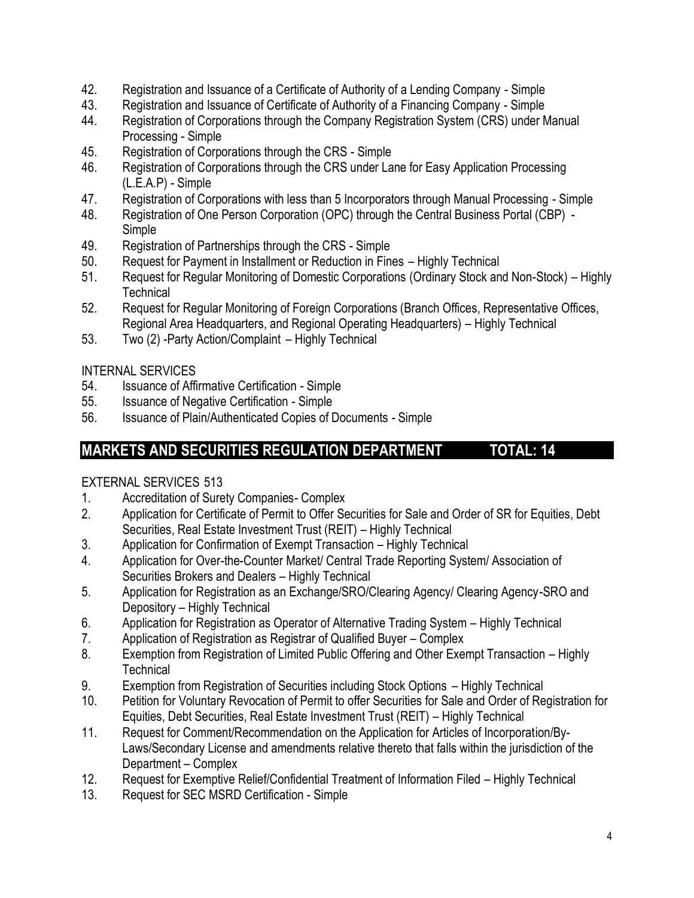42. Registration and Issuance of a Certificate of Authority of a Lending Company - Simple
43. Registration and Issuance of Certificate of Authority of a Financing Company - Simple
44. Registration of Corporations through the Company Registration System (CRS) under Manual Processing - Simple
45. Registration of Corporations through the CRS - Simple
46. Registration of Corporations through the CRS under Lane for Easy Application Processing (L.E.A.P) - Simple
47. Registration of Corporations with less than 5 Incorporators through Manual Processing - Simple
48. Registration of One Person Corporation (OPC) through the Central Business Portal (CBP) - Simple
49. Registration of Partnerships through the CRS - Simple
50. Request for Payment in Installment or Reduction in Fines – Highly Technical
51. Request for Regular Monitoring of Domestic Corporations (Ordinary Stock and Non-Stock) – Highly Technical
52. Request for Regular Monitoring of Foreign Corporations (Branch Offices, Representative Offices, Regional Area Headquarters, and Regional Operating Headquarters) – Highly Technical
53. Two (2) -Party Action/Complaint – Highly Technical

INTERNAL SERVICES

54. Issuance of Affirmative Certification - Simple
55. Issuance of Negative Certification - Simple
56. Issuance of Plain/Authenticated Copies of Documents - Simple

## MARKETS AND SECURITIES REGULATION DEPARTMENT TOTAL: 14

EXTERNAL SERVICES 513

1. Accreditation of Surety Companies- Complex
2. Application for Certificate of Permit to Offer Securities for Sale and Order of SR for Equities, Debt Securities, Real Estate Investment Trust (REIT) – Highly Technical
3. Application for Confirmation of Exempt Transaction – Highly Technical
4. Application for Over-the-Counter Market/ Central Trade Reporting System/ Association of Securities Brokers and Dealers – Highly Technical
5. Application for Registration as an Exchange/SRO/Clearing Agency/ Clearing Agency-SRO and Depository – Highly Technical
6. Application for Registration as Operator of Alternative Trading System – Highly Technical
7. Application of Registration as Registrar of Qualified Buyer – Complex
8. Exemption from Registration of Limited Public Offering and Other Exempt Transaction – Highly Technical
9. Exemption from Registration of Securities including Stock Options – Highly Technical
10. Petition for Voluntary Revocation of Permit to offer Securities for Sale and Order of Registration for Equities, Debt Securities, Real Estate Investment Trust (REIT) – Highly Technical
11. Request for Comment/Recommendation on the Application for Articles of Incorporation/By-Laws/Secondary License and amendments relative thereto that falls within the jurisdiction of the Department – Complex
12. Request for Exemptive Relief/Confidential Treatment of Information Filed – Highly Technical
13. Request for SEC MSRD Certification - Simple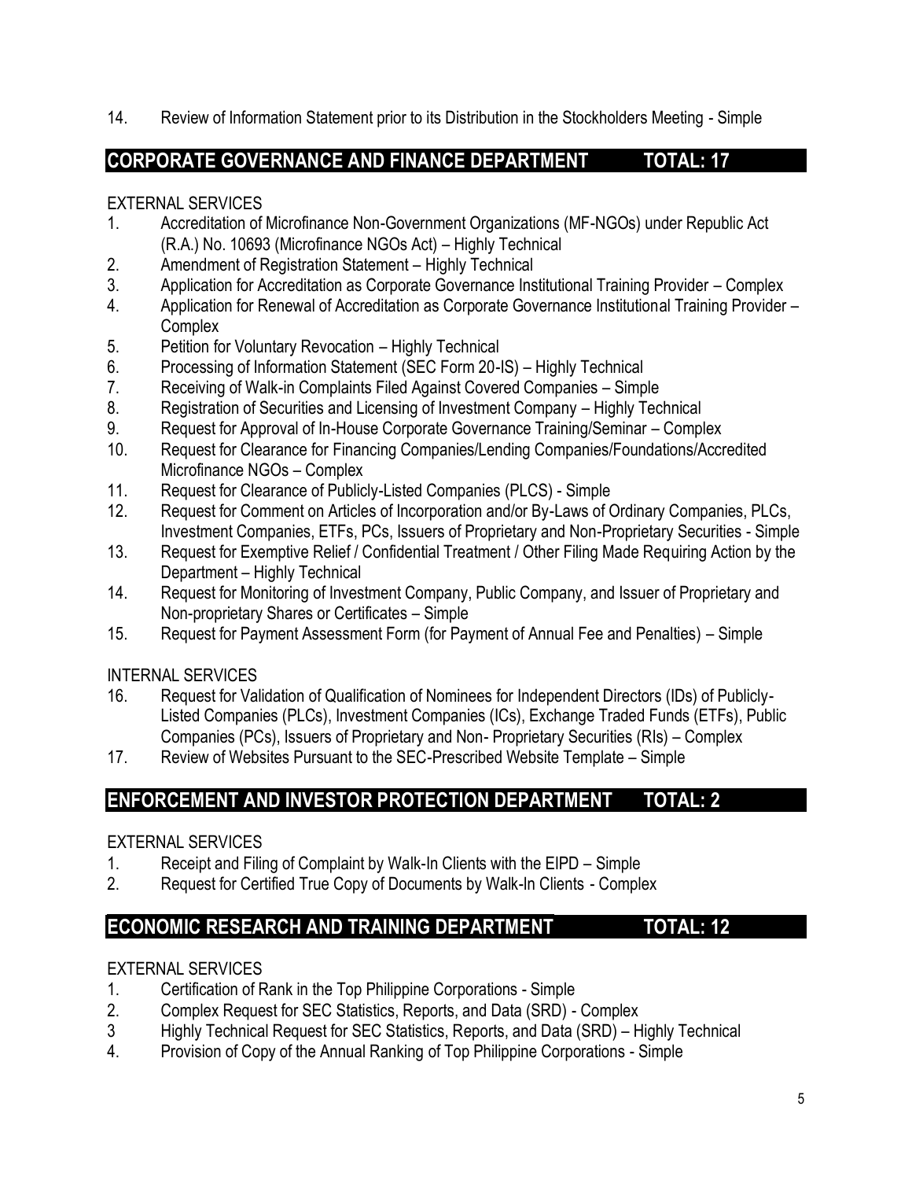14. Review of Information Statement prior to its Distribution in the Stockholders Meeting - Simple

## CORPORATE GOVERNANCE AND FINANCE DEPARTMENT TOTAL: 17

EXTERNAL SERVICES

1. Accreditation of Microfinance Non-Government Organizations (MF-NGOs) under Republic Act (R.A.) No. 10693 (Microfinance NGOs Act) – Highly Technical
2. Amendment of Registration Statement – Highly Technical
3. Application for Accreditation as Corporate Governance Institutional Training Provider – Complex
4. Application for Renewal of Accreditation as Corporate Governance Institutional Training Provider – Complex
5. Petition for Voluntary Revocation – Highly Technical
6. Processing of Information Statement (SEC Form 20-IS) – Highly Technical
7. Receiving of Walk-in Complaints Filed Against Covered Companies – Simple
8. Registration of Securities and Licensing of Investment Company – Highly Technical
9. Request for Approval of In-House Corporate Governance Training/Seminar – Complex
10. Request for Clearance for Financing Companies/Lending Companies/Foundations/Accredited Microfinance NGOs – Complex
11. Request for Clearance of Publicly-Listed Companies (PLCS) - Simple
12. Request for Comment on Articles of Incorporation and/or By-Laws of Ordinary Companies, PLCs, Investment Companies, ETFs, PCs, Issuers of Proprietary and Non-Proprietary Securities - Simple
13. Request for Exemptive Relief / Confidential Treatment / Other Filing Made Requiring Action by the Department – Highly Technical
14. Request for Monitoring of Investment Company, Public Company, and Issuer of Proprietary and Non-proprietary Shares or Certificates – Simple
15. Request for Payment Assessment Form (for Payment of Annual Fee and Penalties) – Simple

INTERNAL SERVICES

16. Request for Validation of Qualification of Nominees for Independent Directors (IDs) of Publicly-Listed Companies (PLCs), Investment Companies (ICs), Exchange Traded Funds (ETFs), Public Companies (PCs), Issuers of Proprietary and Non- Proprietary Securities (RIs) – Complex
17. Review of Websites Pursuant to the SEC-Prescribed Website Template – Simple

## ENFORCEMENT AND INVESTOR PROTECTION DEPARTMENT TOTAL: 2

EXTERNAL SERVICES

1. Receipt and Filing of Complaint by Walk-In Clients with the EIPD – Simple
2. Request for Certified True Copy of Documents by Walk-In Clients - Complex

## ECONOMIC RESEARCH AND TRAINING DEPARTMENT TOTAL: 12

EXTERNAL SERVICES

1. Certification of Rank in the Top Philippine Corporations - Simple
2. Complex Request for SEC Statistics, Reports, and Data (SRD) - Complex
3. Highly Technical Request for SEC Statistics, Reports, and Data (SRD) – Highly Technical
4. Provision of Copy of the Annual Ranking of Top Philippine Corporations - Simple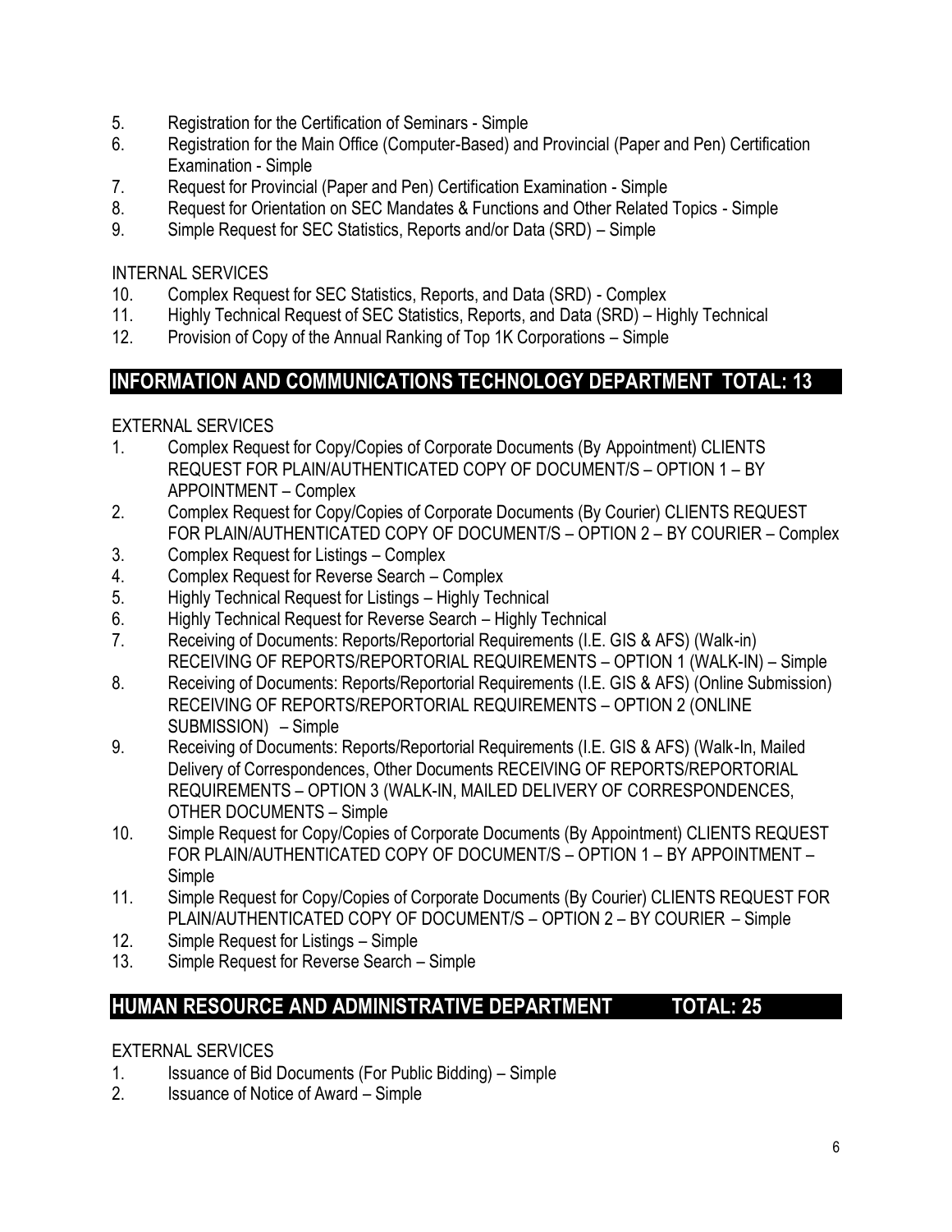5. Registration for the Certification of Seminars - Simple
6. Registration for the Main Office (Computer-Based) and Provincial (Paper and Pen) Certification Examination - Simple
7. Request for Provincial (Paper and Pen) Certification Examination - Simple
8. Request for Orientation on SEC Mandates & Functions and Other Related Topics - Simple
9. Simple Request for SEC Statistics, Reports and/or Data (SRD) – Simple

INTERNAL SERVICES

10. Complex Request for SEC Statistics, Reports, and Data (SRD) - Complex
11. Highly Technical Request of SEC Statistics, Reports, and Data (SRD) – Highly Technical
12. Provision of Copy of the Annual Ranking of Top 1K Corporations – Simple

## INFORMATION AND COMMUNICATIONS TECHNOLOGY DEPARTMENT TOTAL: 13

EXTERNAL SERVICES

1. Complex Request for Copy/Copies of Corporate Documents (By Appointment) CLIENTS REQUEST FOR PLAIN/AUTHENTICATED COPY OF DOCUMENT/S – OPTION 1 – BY APPOINTMENT – Complex
2. Complex Request for Copy/Copies of Corporate Documents (By Courier) CLIENTS REQUEST FOR PLAIN/AUTHENTICATED COPY OF DOCUMENT/S – OPTION 2 – BY COURIER – Complex
3. Complex Request for Listings – Complex
4. Complex Request for Reverse Search – Complex
5. Highly Technical Request for Listings – Highly Technical
6. Highly Technical Request for Reverse Search – Highly Technical
7. Receiving of Documents: Reports/Reportorial Requirements (I.E. GIS & AFS) (Walk-in) RECEIVING OF REPORTS/REPORTORIAL REQUIREMENTS – OPTION 1 (WALK-IN) – Simple
8. Receiving of Documents: Reports/Reportorial Requirements (I.E. GIS & AFS) (Online Submission) RECEIVING OF REPORTS/REPORTORIAL REQUIREMENTS – OPTION 2 (ONLINE SUBMISSION) – Simple
9. Receiving of Documents: Reports/Reportorial Requirements (I.E. GIS & AFS) (Walk-In, Mailed Delivery of Correspondences, Other Documents RECEIVING OF REPORTS/REPORTORIAL REQUIREMENTS – OPTION 3 (WALK-IN, MAILED DELIVERY OF CORRESPONDENCES, OTHER DOCUMENTS – Simple
10. Simple Request for Copy/Copies of Corporate Documents (By Appointment) CLIENTS REQUEST FOR PLAIN/AUTHENTICATED COPY OF DOCUMENT/S – OPTION 1 – BY APPOINTMENT – Simple
11. Simple Request for Copy/Copies of Corporate Documents (By Courier) CLIENTS REQUEST FOR PLAIN/AUTHENTICATED COPY OF DOCUMENT/S – OPTION 2 – BY COURIER – Simple
12. Simple Request for Listings – Simple
13. Simple Request for Reverse Search – Simple

## HUMAN RESOURCE AND ADMINISTRATIVE DEPARTMENT TOTAL: 25

EXTERNAL SERVICES

1. Issuance of Bid Documents (For Public Bidding) – Simple
2. Issuance of Notice of Award – Simple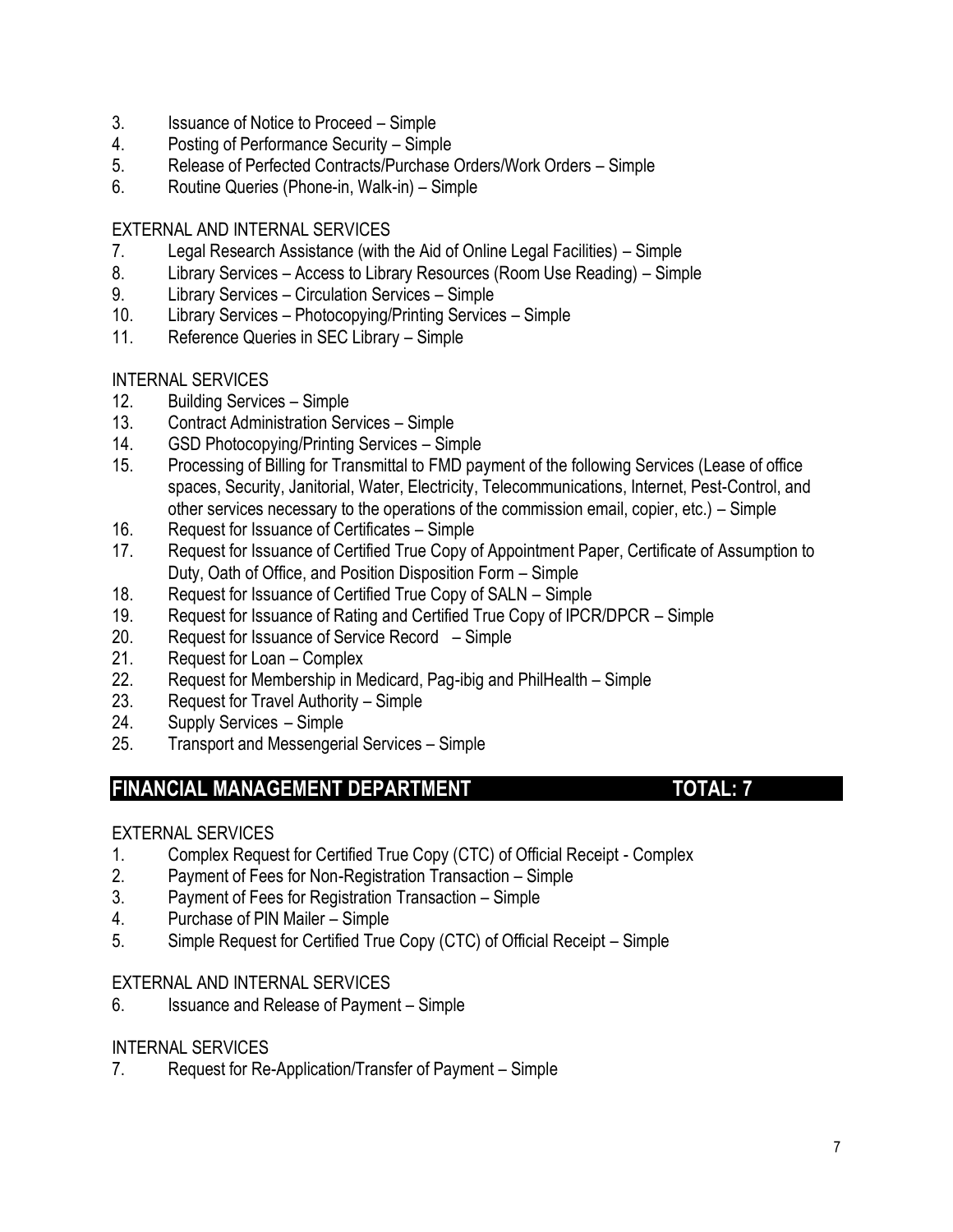3. Issuance of Notice to Proceed – Simple
4. Posting of Performance Security – Simple
5. Release of Perfected Contracts/Purchase Orders/Work Orders – Simple
6. Routine Queries (Phone-in, Walk-in) – Simple

EXTERNAL AND INTERNAL SERVICES

7. Legal Research Assistance (with the Aid of Online Legal Facilities) – Simple
8. Library Services – Access to Library Resources (Room Use Reading) – Simple
9. Library Services – Circulation Services – Simple
10. Library Services – Photocopying/Printing Services – Simple
11. Reference Queries in SEC Library – Simple

INTERNAL SERVICES

12. Building Services – Simple
13. Contract Administration Services – Simple
14. GSD Photocopying/Printing Services – Simple
15. Processing of Billing for Transmittal to FMD payment of the following Services (Lease of office spaces, Security, Janitorial, Water, Electricity, Telecommunications, Internet, Pest-Control, and other services necessary to the operations of the commission email, copier, etc.) – Simple
16. Request for Issuance of Certificates – Simple
17. Request for Issuance of Certified True Copy of Appointment Paper, Certificate of Assumption to Duty, Oath of Office, and Position Disposition Form – Simple
18. Request for Issuance of Certified True Copy of SALN – Simple
19. Request for Issuance of Rating and Certified True Copy of IPCR/DPCR – Simple
20. Request for Issuance of Service Record – Simple
21. Request for Loan – Complex
22. Request for Membership in Medicard, Pag-ibig and PhilHealth – Simple
23. Request for Travel Authority – Simple
24. Supply Services – Simple
25. Transport and Messengerial Services – Simple

## FINANCIAL MANAGEMENT DEPARTMENT TOTAL: 7

EXTERNAL SERVICES

1. Complex Request for Certified True Copy (CTC) of Official Receipt - Complex
2. Payment of Fees for Non-Registration Transaction – Simple
3. Payment of Fees for Registration Transaction – Simple
4. Purchase of PIN Mailer – Simple
5. Simple Request for Certified True Copy (CTC) of Official Receipt – Simple

EXTERNAL AND INTERNAL SERVICES

6. Issuance and Release of Payment – Simple

INTERNAL SERVICES

7. Request for Re-Application/Transfer of Payment – Simple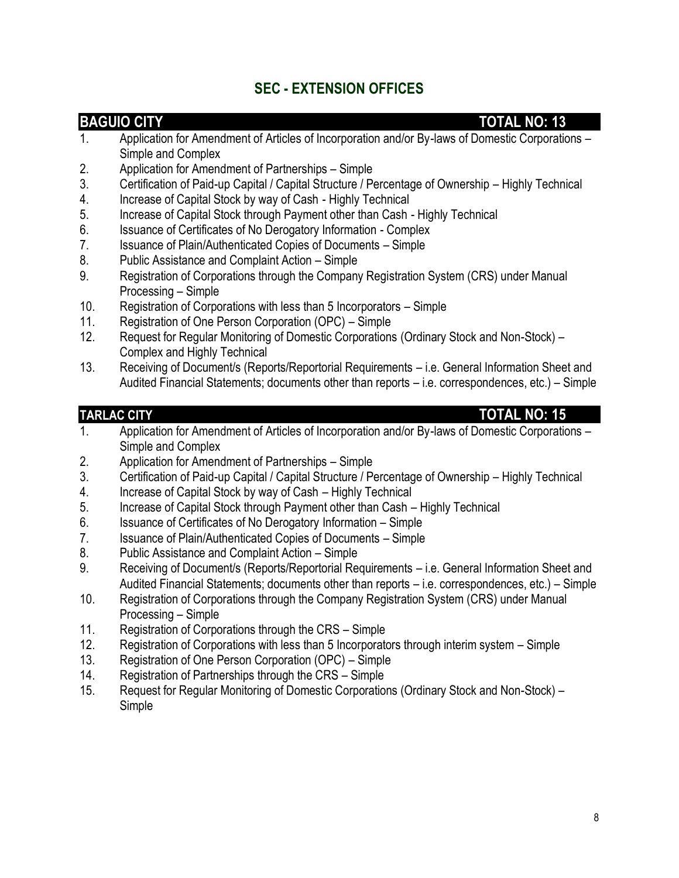# SEC - EXTENSION OFFICES

## BAGUIO CITY — TOTAL NO: 13

1. Application for Amendment of Articles of Incorporation and/or By-laws of Domestic Corporations – Simple and Complex
2. Application for Amendment of Partnerships – Simple
3. Certification of Paid-up Capital / Capital Structure / Percentage of Ownership – Highly Technical
4. Increase of Capital Stock by way of Cash - Highly Technical
5. Increase of Capital Stock through Payment other than Cash - Highly Technical
6. Issuance of Certificates of No Derogatory Information - Complex
7. Issuance of Plain/Authenticated Copies of Documents – Simple
8. Public Assistance and Complaint Action – Simple
9. Registration of Corporations through the Company Registration System (CRS) under Manual Processing – Simple
10. Registration of Corporations with less than 5 Incorporators – Simple
11. Registration of One Person Corporation (OPC) – Simple
12. Request for Regular Monitoring of Domestic Corporations (Ordinary Stock and Non-Stock) – Complex and Highly Technical
13. Receiving of Document/s (Reports/Reportorial Requirements – i.e. General Information Sheet and Audited Financial Statements; documents other than reports – i.e. correspondences, etc.) – Simple

## TARLAC CITY — TOTAL NO: 15

1. Application for Amendment of Articles of Incorporation and/or By-laws of Domestic Corporations – Simple and Complex
2. Application for Amendment of Partnerships – Simple
3. Certification of Paid-up Capital / Capital Structure / Percentage of Ownership – Highly Technical
4. Increase of Capital Stock by way of Cash – Highly Technical
5. Increase of Capital Stock through Payment other than Cash – Highly Technical
6. Issuance of Certificates of No Derogatory Information – Simple
7. Issuance of Plain/Authenticated Copies of Documents – Simple
8. Public Assistance and Complaint Action – Simple
9. Receiving of Document/s (Reports/Reportorial Requirements – i.e. General Information Sheet and Audited Financial Statements; documents other than reports – i.e. correspondences, etc.) – Simple
10. Registration of Corporations through the Company Registration System (CRS) under Manual Processing – Simple
11. Registration of Corporations through the CRS – Simple
12. Registration of Corporations with less than 5 Incorporators through interim system – Simple
13. Registration of One Person Corporation (OPC) – Simple
14. Registration of Partnerships through the CRS – Simple
15. Request for Regular Monitoring of Domestic Corporations (Ordinary Stock and Non-Stock) – Simple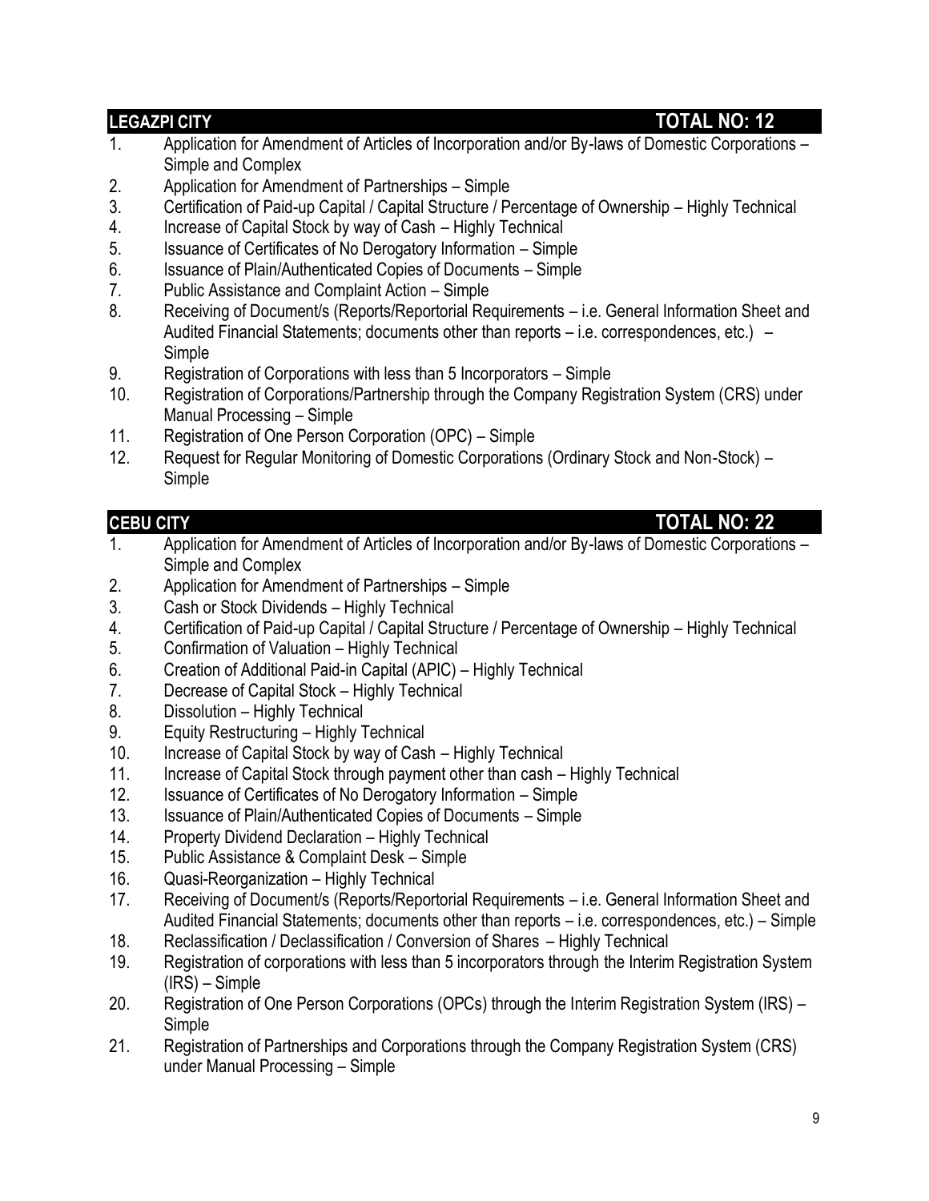## LEGAZPI CITY — TOTAL NO: 12

1. Application for Amendment of Articles of Incorporation and/or By-laws of Domestic Corporations – Simple and Complex
2. Application for Amendment of Partnerships – Simple
3. Certification of Paid-up Capital / Capital Structure / Percentage of Ownership – Highly Technical
4. Increase of Capital Stock by way of Cash – Highly Technical
5. Issuance of Certificates of No Derogatory Information – Simple
6. Issuance of Plain/Authenticated Copies of Documents – Simple
7. Public Assistance and Complaint Action – Simple
8. Receiving of Document/s (Reports/Reportorial Requirements – i.e. General Information Sheet and Audited Financial Statements; documents other than reports – i.e. correspondences, etc.) – Simple
9. Registration of Corporations with less than 5 Incorporators – Simple
10. Registration of Corporations/Partnership through the Company Registration System (CRS) under Manual Processing – Simple
11. Registration of One Person Corporation (OPC) – Simple
12. Request for Regular Monitoring of Domestic Corporations (Ordinary Stock and Non-Stock) – Simple

## CEBU CITY — TOTAL NO: 22

1. Application for Amendment of Articles of Incorporation and/or By-laws of Domestic Corporations – Simple and Complex
2. Application for Amendment of Partnerships – Simple
3. Cash or Stock Dividends – Highly Technical
4. Certification of Paid-up Capital / Capital Structure / Percentage of Ownership – Highly Technical
5. Confirmation of Valuation – Highly Technical
6. Creation of Additional Paid-in Capital (APIC) – Highly Technical
7. Decrease of Capital Stock – Highly Technical
8. Dissolution – Highly Technical
9. Equity Restructuring – Highly Technical
10. Increase of Capital Stock by way of Cash – Highly Technical
11. Increase of Capital Stock through payment other than cash – Highly Technical
12. Issuance of Certificates of No Derogatory Information – Simple
13. Issuance of Plain/Authenticated Copies of Documents – Simple
14. Property Dividend Declaration – Highly Technical
15. Public Assistance & Complaint Desk – Simple
16. Quasi-Reorganization – Highly Technical
17. Receiving of Document/s (Reports/Reportorial Requirements – i.e. General Information Sheet and Audited Financial Statements; documents other than reports – i.e. correspondences, etc.) – Simple
18. Reclassification / Declassification / Conversion of Shares – Highly Technical
19. Registration of corporations with less than 5 incorporators through the Interim Registration System (IRS) – Simple
20. Registration of One Person Corporations (OPCs) through the Interim Registration System (IRS) – Simple
21. Registration of Partnerships and Corporations through the Company Registration System (CRS) under Manual Processing – Simple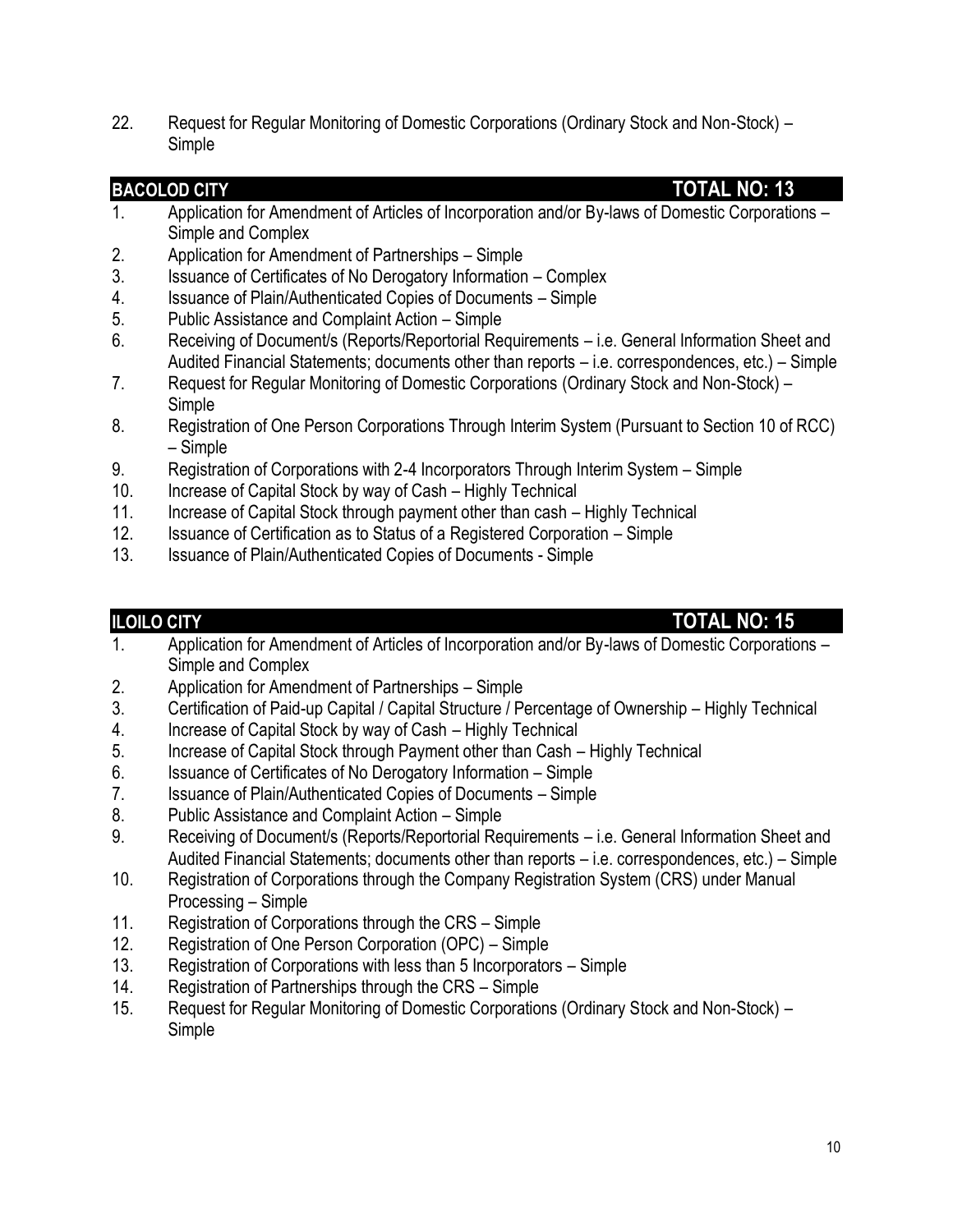22. Request for Regular Monitoring of Domestic Corporations (Ordinary Stock and Non-Stock) – Simple

## BACOLOD CITY — TOTAL NO: 13

1. Application for Amendment of Articles of Incorporation and/or By-laws of Domestic Corporations – Simple and Complex
2. Application for Amendment of Partnerships – Simple
3. Issuance of Certificates of No Derogatory Information – Complex
4. Issuance of Plain/Authenticated Copies of Documents – Simple
5. Public Assistance and Complaint Action – Simple
6. Receiving of Document/s (Reports/Reportorial Requirements – i.e. General Information Sheet and Audited Financial Statements; documents other than reports – i.e. correspondences, etc.) – Simple
7. Request for Regular Monitoring of Domestic Corporations (Ordinary Stock and Non-Stock) – Simple
8. Registration of One Person Corporations Through Interim System (Pursuant to Section 10 of RCC) – Simple
9. Registration of Corporations with 2-4 Incorporators Through Interim System – Simple
10. Increase of Capital Stock by way of Cash – Highly Technical
11. Increase of Capital Stock through payment other than cash – Highly Technical
12. Issuance of Certification as to Status of a Registered Corporation – Simple
13. Issuance of Plain/Authenticated Copies of Documents - Simple

## ILOILO CITY — TOTAL NO: 15

1. Application for Amendment of Articles of Incorporation and/or By-laws of Domestic Corporations – Simple and Complex
2. Application for Amendment of Partnerships – Simple
3. Certification of Paid-up Capital / Capital Structure / Percentage of Ownership – Highly Technical
4. Increase of Capital Stock by way of Cash – Highly Technical
5. Increase of Capital Stock through Payment other than Cash – Highly Technical
6. Issuance of Certificates of No Derogatory Information – Simple
7. Issuance of Plain/Authenticated Copies of Documents – Simple
8. Public Assistance and Complaint Action – Simple
9. Receiving of Document/s (Reports/Reportorial Requirements – i.e. General Information Sheet and Audited Financial Statements; documents other than reports – i.e. correspondences, etc.) – Simple
10. Registration of Corporations through the Company Registration System (CRS) under Manual Processing – Simple
11. Registration of Corporations through the CRS – Simple
12. Registration of One Person Corporation (OPC) – Simple
13. Registration of Corporations with less than 5 Incorporators – Simple
14. Registration of Partnerships through the CRS – Simple
15. Request for Regular Monitoring of Domestic Corporations (Ordinary Stock and Non-Stock) – Simple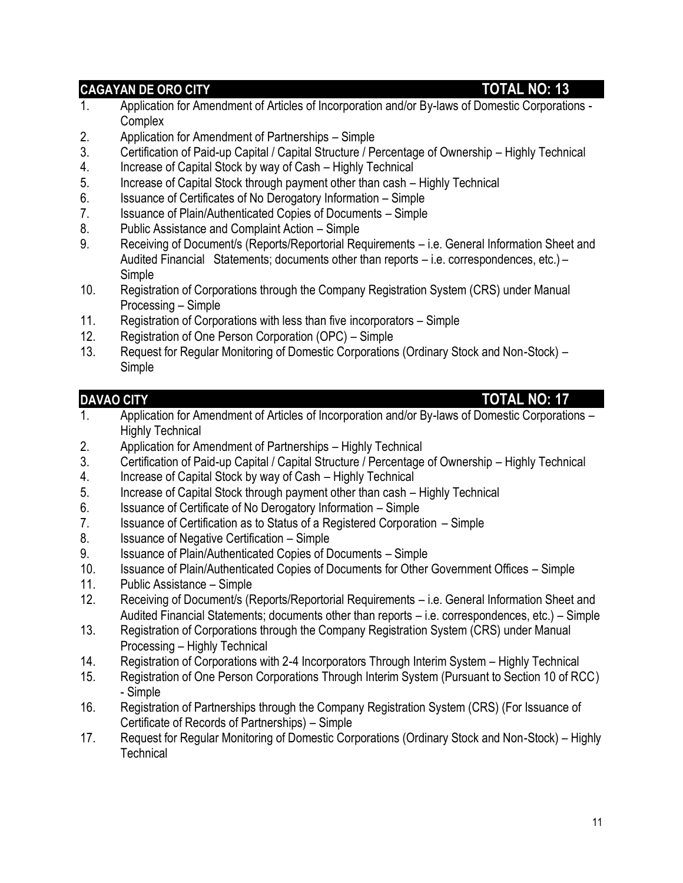## CAGAYAN DE ORO CITY — TOTAL NO: 13

1. Application for Amendment of Articles of Incorporation and/or By-laws of Domestic Corporations - Complex
2. Application for Amendment of Partnerships – Simple
3. Certification of Paid-up Capital / Capital Structure / Percentage of Ownership – Highly Technical
4. Increase of Capital Stock by way of Cash – Highly Technical
5. Increase of Capital Stock through payment other than cash – Highly Technical
6. Issuance of Certificates of No Derogatory Information – Simple
7. Issuance of Plain/Authenticated Copies of Documents – Simple
8. Public Assistance and Complaint Action – Simple
9. Receiving of Document/s (Reports/Reportorial Requirements – i.e. General Information Sheet and Audited Financial Statements; documents other than reports – i.e. correspondences, etc.) – Simple
10. Registration of Corporations through the Company Registration System (CRS) under Manual Processing – Simple
11. Registration of Corporations with less than five incorporators – Simple
12. Registration of One Person Corporation (OPC) – Simple
13. Request for Regular Monitoring of Domestic Corporations (Ordinary Stock and Non-Stock) – Simple

## DAVAO CITY — TOTAL NO: 17

1. Application for Amendment of Articles of Incorporation and/or By-laws of Domestic Corporations – Highly Technical
2. Application for Amendment of Partnerships – Highly Technical
3. Certification of Paid-up Capital / Capital Structure / Percentage of Ownership – Highly Technical
4. Increase of Capital Stock by way of Cash – Highly Technical
5. Increase of Capital Stock through payment other than cash – Highly Technical
6. Issuance of Certificate of No Derogatory Information – Simple
7. Issuance of Certification as to Status of a Registered Corporation – Simple
8. Issuance of Negative Certification – Simple
9. Issuance of Plain/Authenticated Copies of Documents – Simple
10. Issuance of Plain/Authenticated Copies of Documents for Other Government Offices – Simple
11. Public Assistance – Simple
12. Receiving of Document/s (Reports/Reportorial Requirements – i.e. General Information Sheet and Audited Financial Statements; documents other than reports – i.e. correspondences, etc.) – Simple
13. Registration of Corporations through the Company Registration System (CRS) under Manual Processing – Highly Technical
14. Registration of Corporations with 2-4 Incorporators Through Interim System – Highly Technical
15. Registration of One Person Corporations Through Interim System (Pursuant to Section 10 of RCC) - Simple
16. Registration of Partnerships through the Company Registration System (CRS) (For Issuance of Certificate of Records of Partnerships) – Simple
17. Request for Regular Monitoring of Domestic Corporations (Ordinary Stock and Non-Stock) – Highly Technical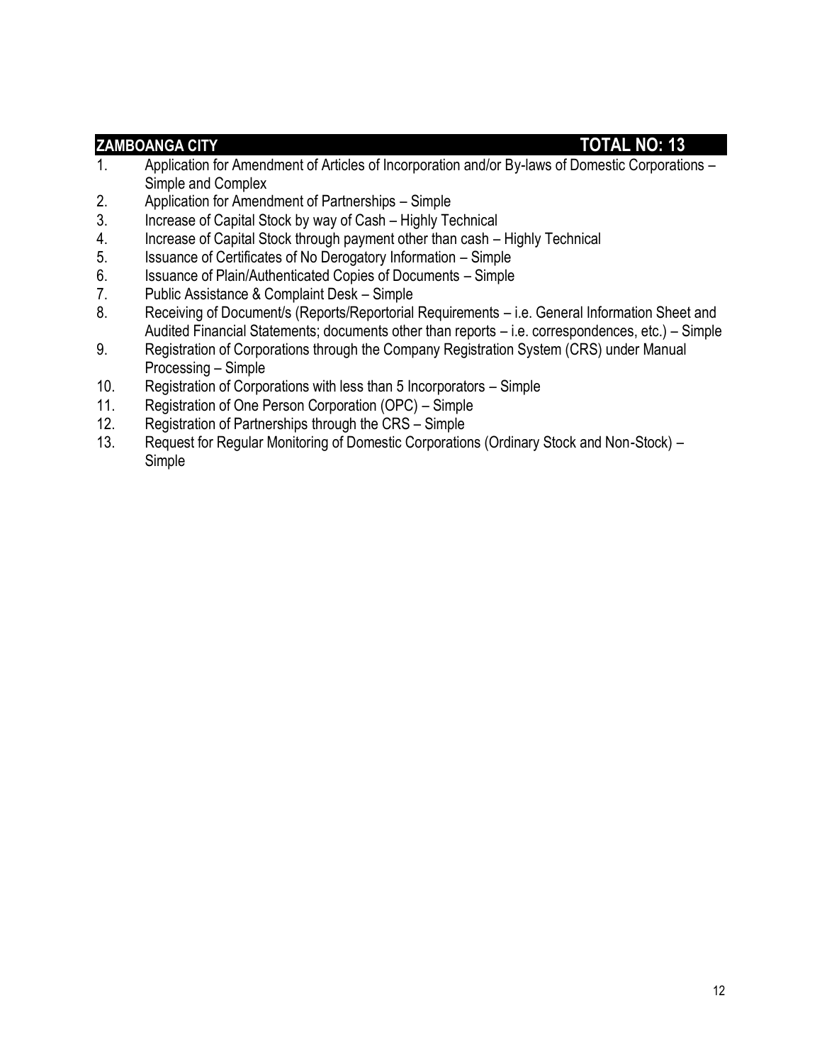## ZAMBOANGA CITY — TOTAL NO: 13

1. Application for Amendment of Articles of Incorporation and/or By-laws of Domestic Corporations – Simple and Complex
2. Application for Amendment of Partnerships – Simple
3. Increase of Capital Stock by way of Cash – Highly Technical
4. Increase of Capital Stock through payment other than cash – Highly Technical
5. Issuance of Certificates of No Derogatory Information – Simple
6. Issuance of Plain/Authenticated Copies of Documents – Simple
7. Public Assistance & Complaint Desk – Simple
8. Receiving of Document/s (Reports/Reportorial Requirements – i.e. General Information Sheet and Audited Financial Statements; documents other than reports – i.e. correspondences, etc.) – Simple
9. Registration of Corporations through the Company Registration System (CRS) under Manual Processing – Simple
10. Registration of Corporations with less than 5 Incorporators – Simple
11. Registration of One Person Corporation (OPC) – Simple
12. Registration of Partnerships through the CRS – Simple
13. Request for Regular Monitoring of Domestic Corporations (Ordinary Stock and Non-Stock) – Simple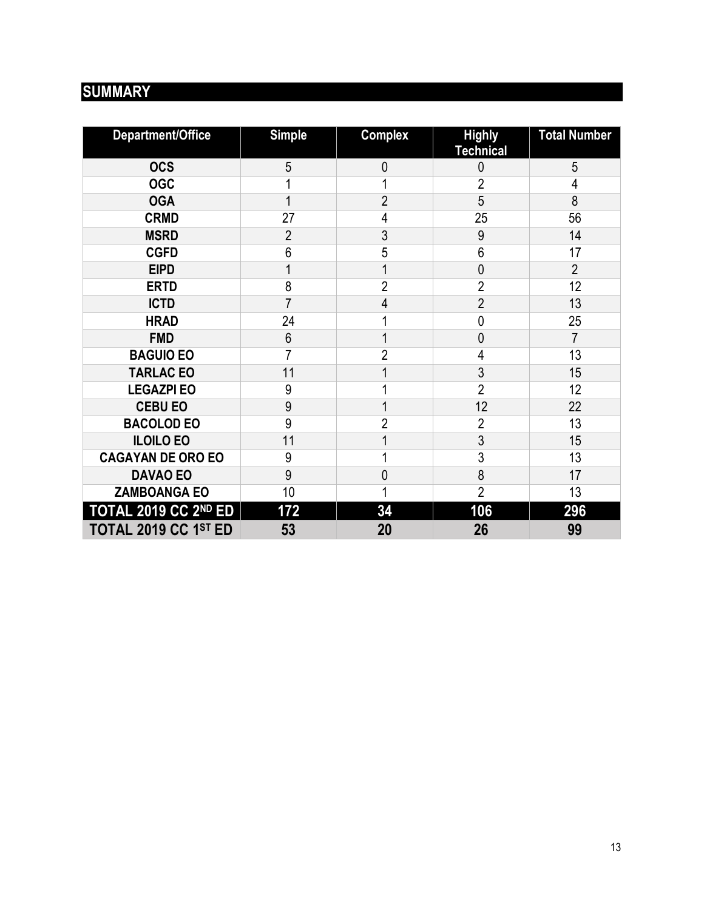## SUMMARY

| Department/Office | Simple | Complex | Highly Technical | Total Number |
|---|---|---|---|---|
| **OCS** | 5 | 0 | 0 | 5 |
| **OGC** | 1 | 1 | 2 | 4 |
| **OGA** | 1 | 2 | 5 | 8 |
| **CRMD** | 27 | 4 | 25 | 56 |
| **MSRD** | 2 | 3 | 9 | 14 |
| **CGFD** | 6 | 5 | 6 | 17 |
| **EIPD** | 1 | 1 | 0 | 2 |
| **ERTD** | 8 | 2 | 2 | 12 |
| **ICTD** | 7 | 4 | 2 | 13 |
| **HRAD** | 24 | 1 | 0 | 25 |
| **FMD** | 6 | 1 | 0 | 7 |
| **BAGUIO EO** | 7 | 2 | 4 | 13 |
| **TARLAC EO** | 11 | 1 | 3 | 15 |
| **LEGAZPI EO** | 9 | 1 | 2 | 12 |
| **CEBU EO** | 9 | 1 | 12 | 22 |
| **BACOLOD EO** | 9 | 2 | 2 | 13 |
| **ILOILO EO** | 11 | 1 | 3 | 15 |
| **CAGAYAN DE ORO EO** | 9 | 1 | 3 | 13 |
| **DAVAO EO** | 9 | 0 | 8 | 17 |
| **ZAMBOANGA EO** | 10 | 1 | 2 | 13 |
| **TOTAL 2019 CC 2ND ED** | **172** | **34** | **106** | **296** |
| **TOTAL 2019 CC 1ST ED** | **53** | **20** | **26** | **99** |